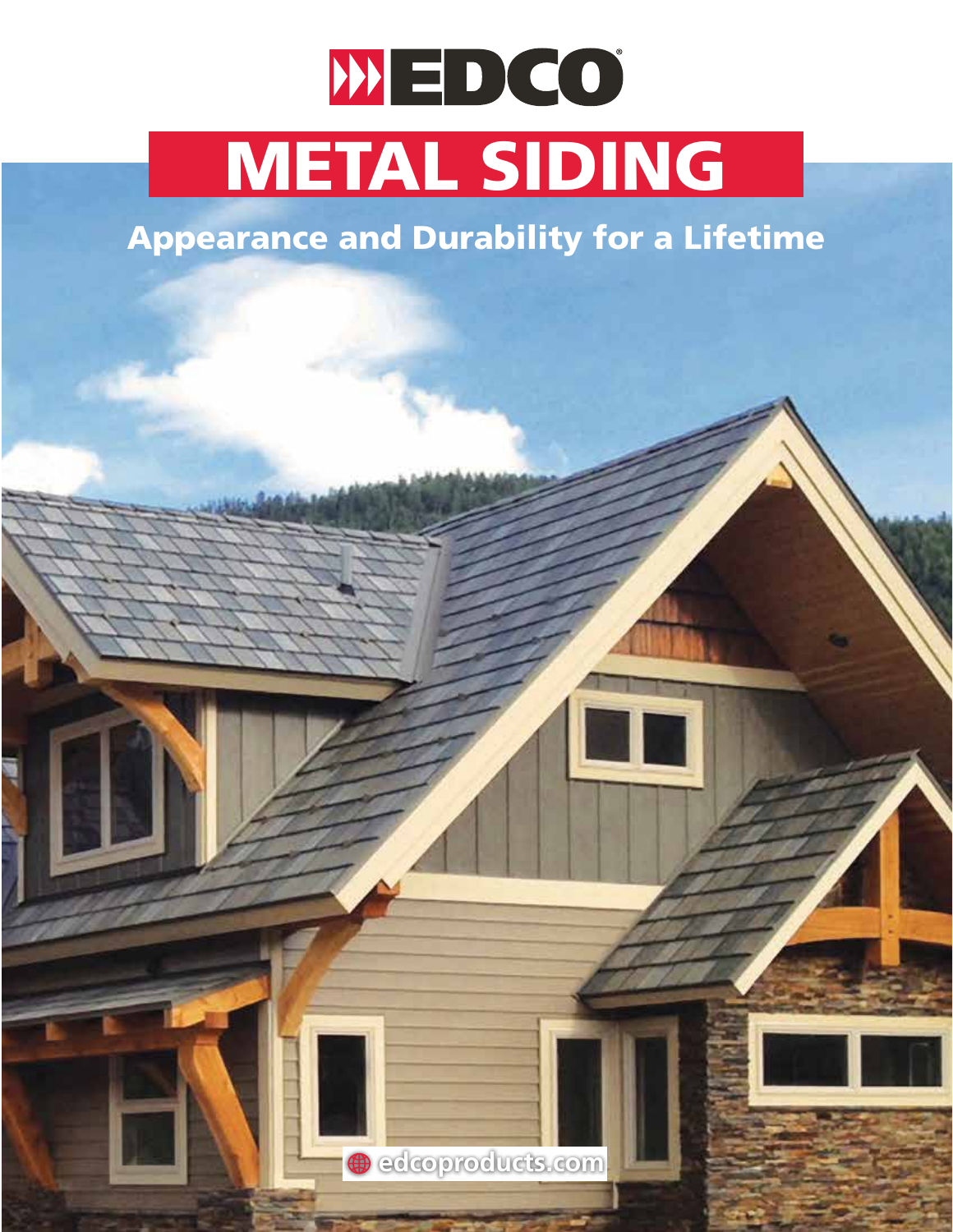# EDCO®

# METAL SIDING

## Appearance and Durability for a Lifetime

edcoproducts.com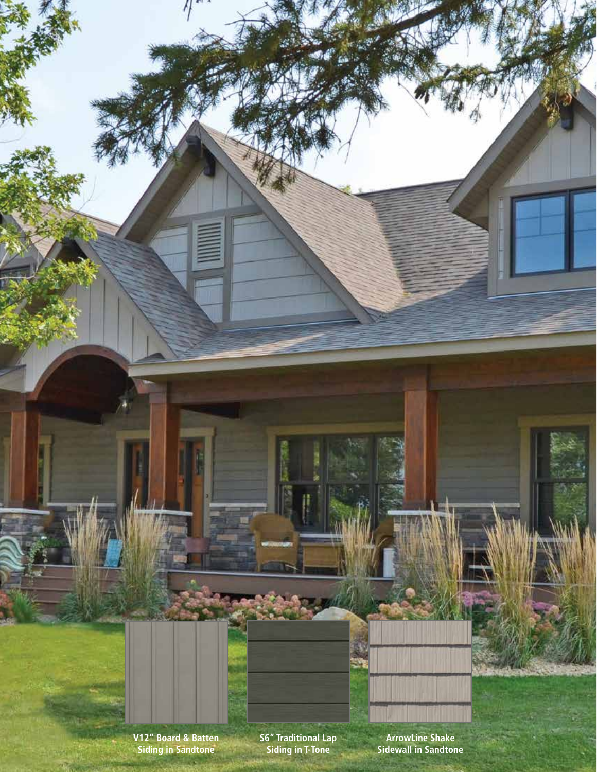V12″ Board & Batten Siding in Sandtone

S6″ Traditional Lap Siding in T-Tone

ArrowLine Shake Sidewall in Sandtone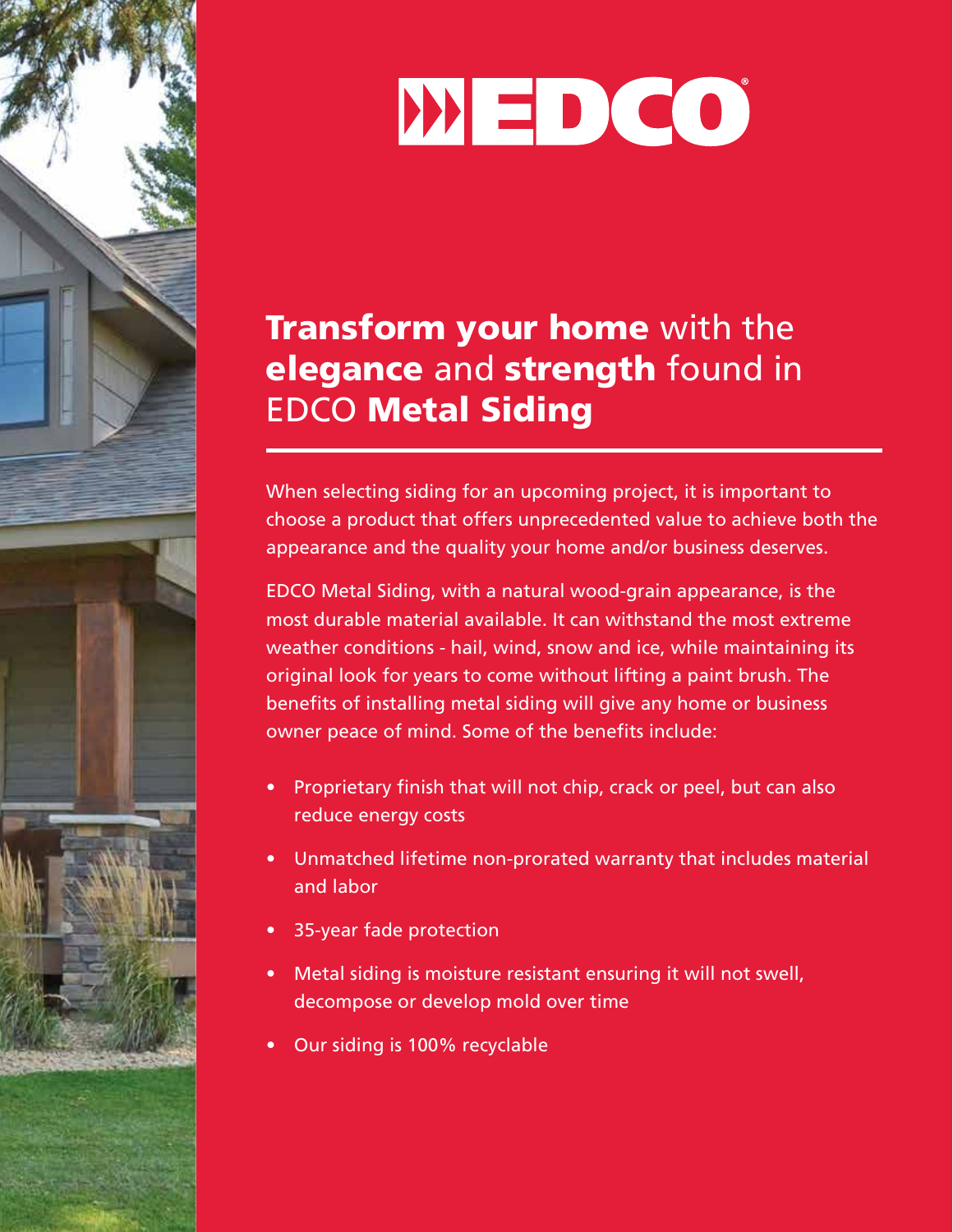# EDCO

## **Transform your home** with the **elegance** and **strength** found in EDCO **Metal Siding**

When selecting siding for an upcoming project, it is important to choose a product that offers unprecedented value to achieve both the appearance and the quality your home and/or business deserves.

EDCO Metal Siding, with a natural wood-grain appearance, is the most durable material available. It can withstand the most extreme weather conditions - hail, wind, snow and ice, while maintaining its original look for years to come without lifting a paint brush. The benefits of installing metal siding will give any home or business owner peace of mind. Some of the benefits include:

- Proprietary finish that will not chip, crack or peel, but can also reduce energy costs
- Unmatched lifetime non-prorated warranty that includes material and labor
- 35-year fade protection
- Metal siding is moisture resistant ensuring it will not swell, decompose or develop mold over time
- Our siding is 100% recyclable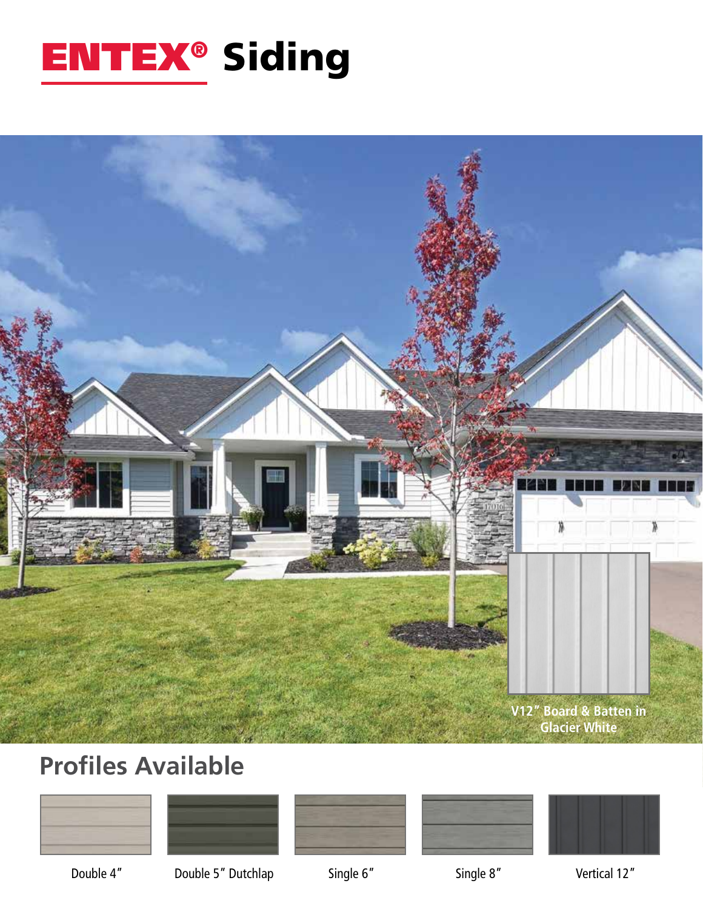# ENTEX® Siding

V12″ Board & Batten in Glacier White

## Profiles Available

Double 4″

Double 5″ Dutchlap

Single 6″

Single 8″

Vertical 12″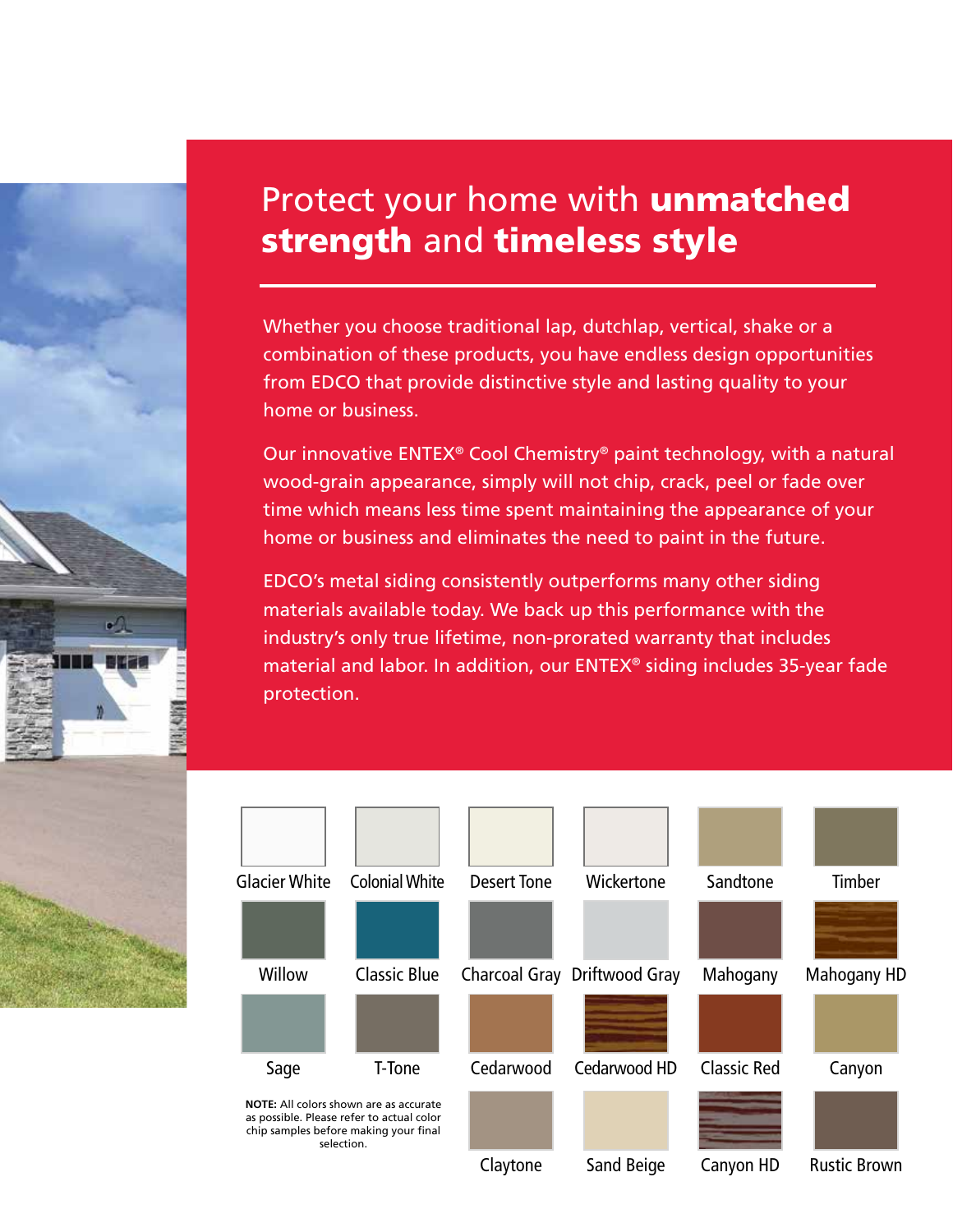# Protect your home with **unmatched strength** and **timeless style**

Whether you choose traditional lap, dutchlap, vertical, shake or a combination of these products, you have endless design opportunities from EDCO that provide distinctive style and lasting quality to your home or business.

Our innovative ENTEX® Cool Chemistry® paint technology, with a natural wood-grain appearance, simply will not chip, crack, peel or fade over time which means less time spent maintaining the appearance of your home or business and eliminates the need to paint in the future.

EDCO's metal siding consistently outperforms many other siding materials available today. We back up this performance with the industry's only true lifetime, non-prorated warranty that includes material and labor. In addition, our ENTEX® siding includes 35-year fade protection.

Glacier White, Colonial White, Desert Tone, Wickertone, Sandtone, Timber

Willow, Classic Blue, Charcoal Gray, Driftwood Gray, Mahogany, Mahogany HD

Sage, T-Tone, Cedarwood, Cedarwood HD, Classic Red, Canyon

Claytone, Sand Beige, Canyon HD, Rustic Brown

**NOTE:** All colors shown are as accurate as possible. Please refer to actual color chip samples before making your final selection.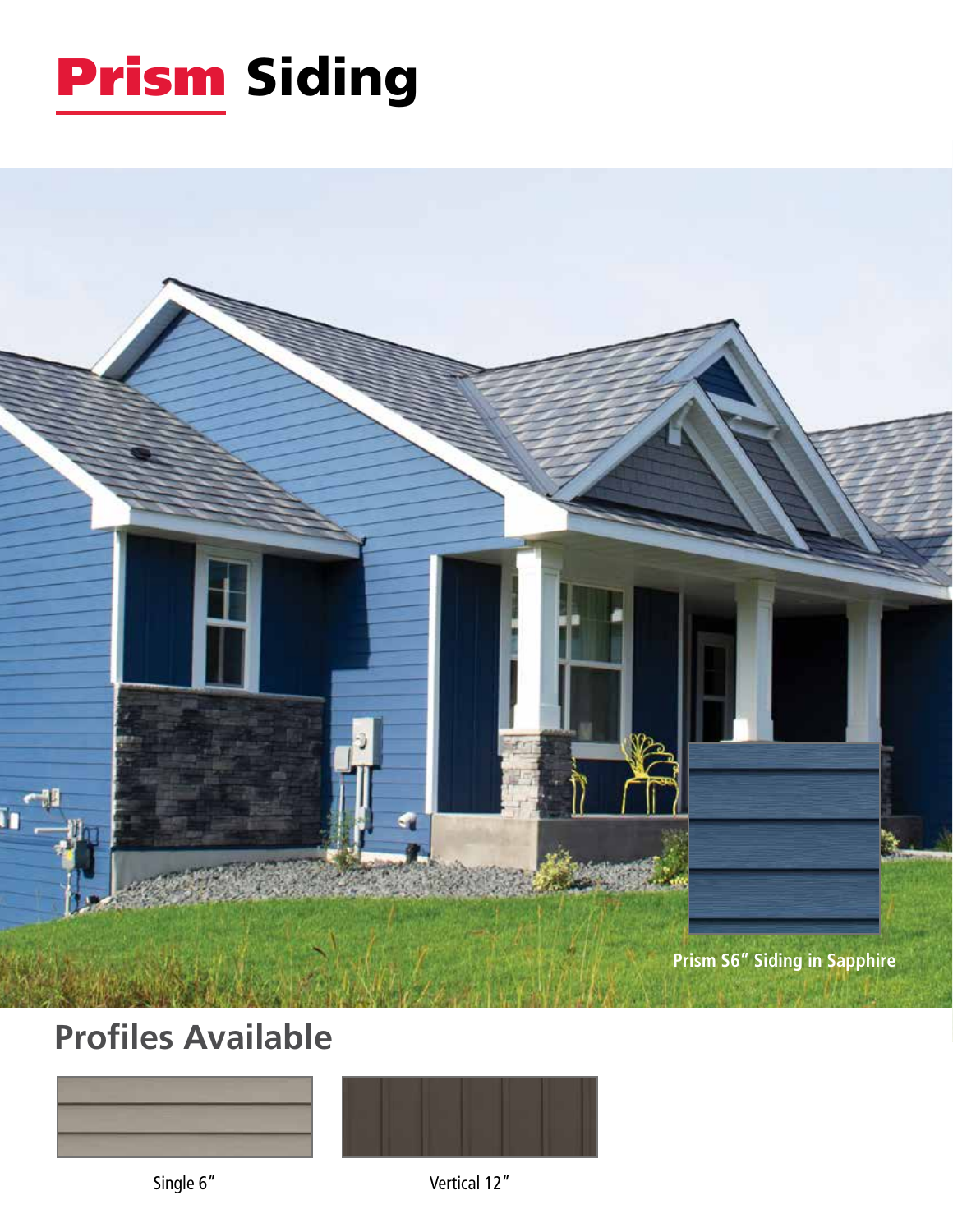# Prism Siding

Prism S6" Siding in Sapphire

## Profiles Available

Single 6"

Vertical 12"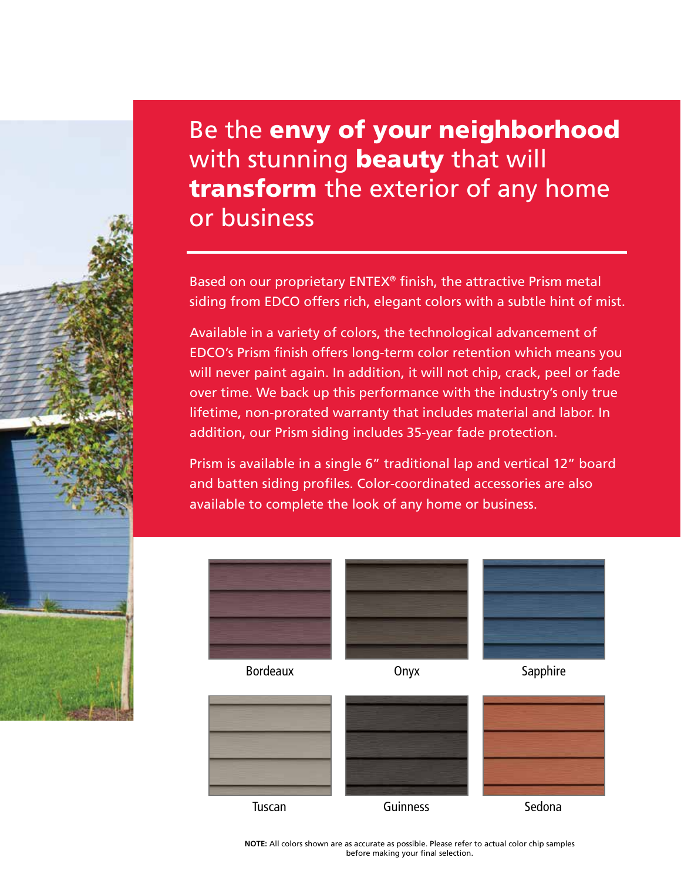# Be the **envy of your neighborhood** with stunning **beauty** that will **transform** the exterior of any home or business

Based on our proprietary ENTEX® finish, the attractive Prism metal siding from EDCO offers rich, elegant colors with a subtle hint of mist.

Available in a variety of colors, the technological advancement of EDCO's Prism finish offers long-term color retention which means you will never paint again. In addition, it will not chip, crack, peel or fade over time. We back up this performance with the industry's only true lifetime, non-prorated warranty that includes material and labor. In addition, our Prism siding includes 35-year fade protection.

Prism is available in a single 6" traditional lap and vertical 12" board and batten siding profiles. Color-coordinated accessories are also available to complete the look of any home or business.

Bordeaux

Onyx

Sapphire

Tuscan

Guinness

Sedona

**NOTE:** All colors shown are as accurate as possible. Please refer to actual color chip samples before making your final selection.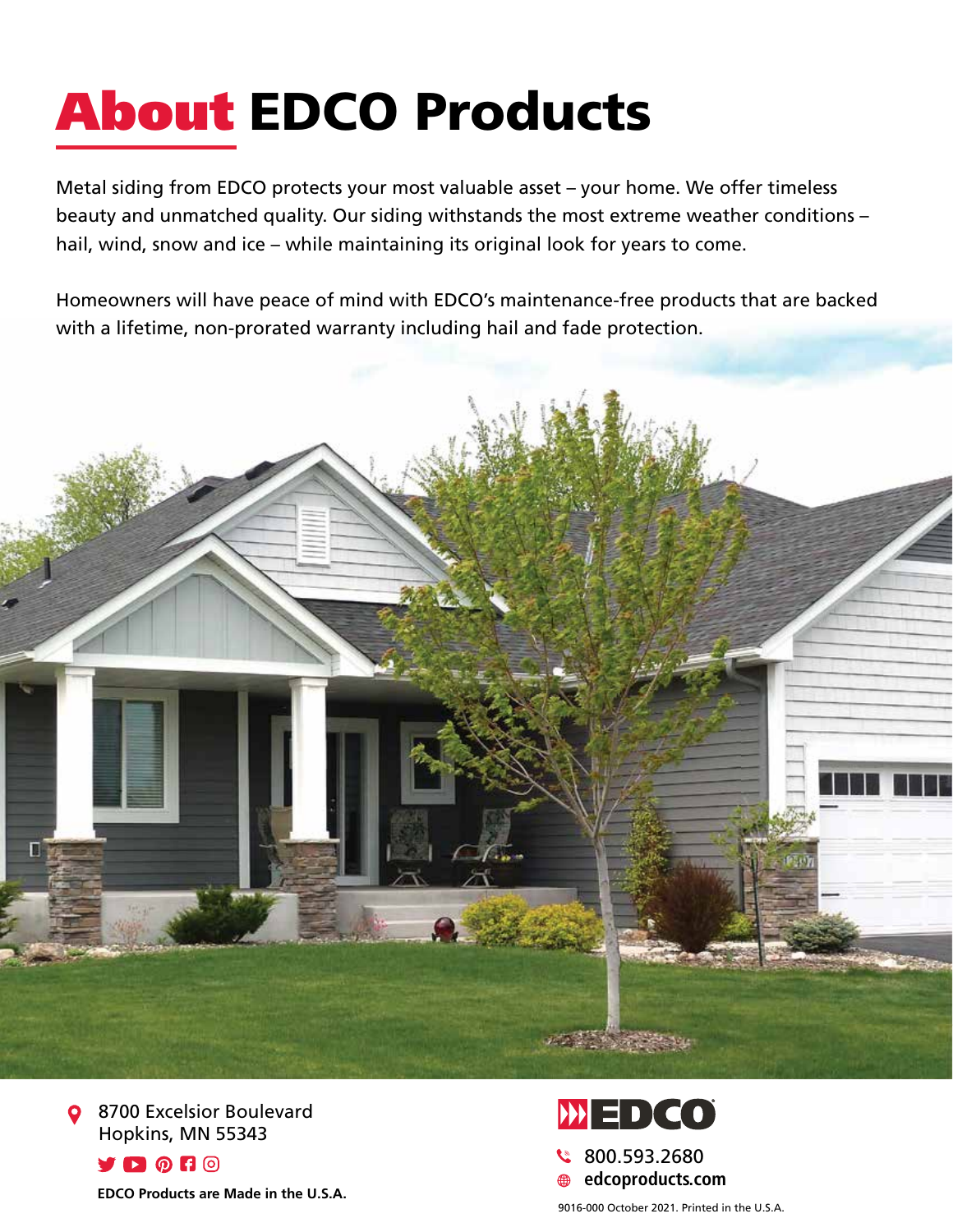# About EDCO Products

Metal siding from EDCO protects your most valuable asset – your home. We offer timeless beauty and unmatched quality. Our siding withstands the most extreme weather conditions – hail, wind, snow and ice – while maintaining its original look for years to come.

Homeowners will have peace of mind with EDCO's maintenance-free products that are backed with a lifetime, non-prorated warranty including hail and fade protection.

8700 Excelsior Boulevard
Hopkins, MN 55343

**EDCO Products are Made in the U.S.A.**

EDCO

800.593.2680

**edcoproducts.com**

9016-000 October 2021. Printed in the U.S.A.